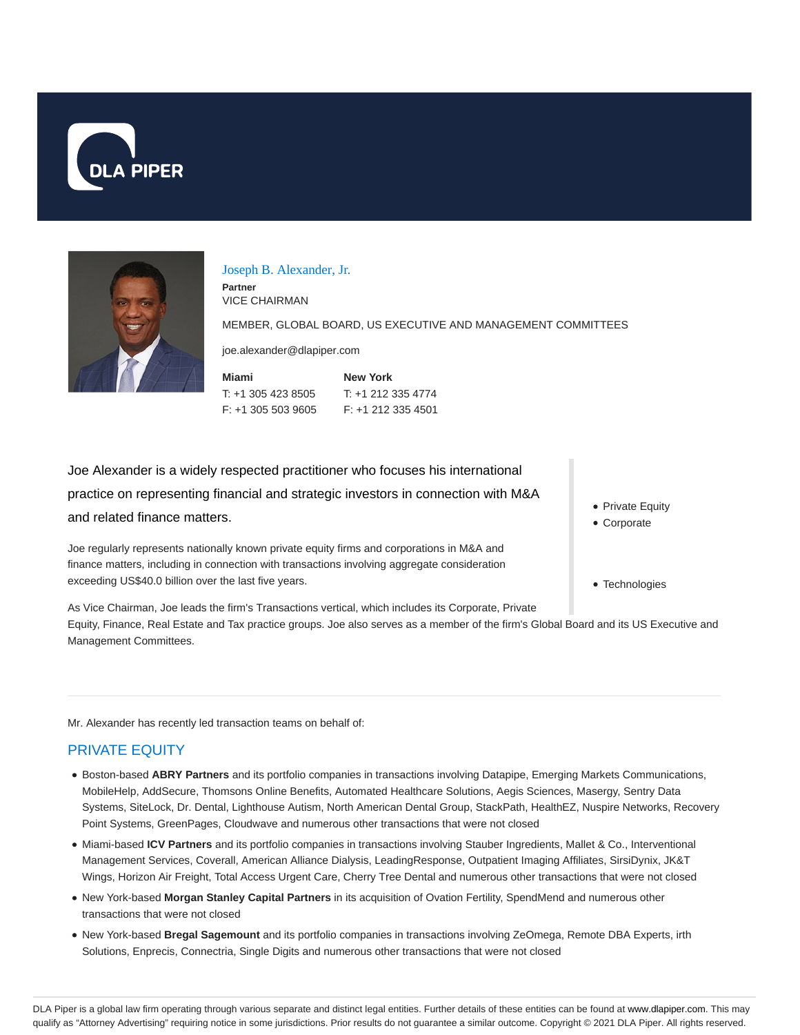# Joseph B. Alexander, Jr.

**Partner**
VICE CHAIRMAN

MEMBER, GLOBAL BOARD, US EXECUTIVE AND MANAGEMENT COMMITTEES

joe.alexander@dlapiper.com

**Miami**
T: +1 305 423 8505
F: +1 305 503 9605

**New York**
T: +1 212 335 4774
F: +1 212 335 4501

- Private Equity
- Corporate
- Technologies

Joe Alexander is a widely respected practitioner who focuses his international practice on representing financial and strategic investors in connection with M&A and related finance matters.

Joe regularly represents nationally known private equity firms and corporations in M&A and finance matters, including in connection with transactions involving aggregate consideration exceeding US$40.0 billion over the last five years.

As Vice Chairman, Joe leads the firm's Transactions vertical, which includes its Corporate, Private Equity, Finance, Real Estate and Tax practice groups. Joe also serves as a member of the firm's Global Board and its US Executive and Management Committees.

---

Mr. Alexander has recently led transaction teams on behalf of:

## PRIVATE EQUITY

- Boston-based **ABRY Partners** and its portfolio companies in transactions involving Datapipe, Emerging Markets Communications, MobileHelp, AddSecure, Thomsons Online Benefits, Automated Healthcare Solutions, Aegis Sciences, Masergy, Sentry Data Systems, SiteLock, Dr. Dental, Lighthouse Autism, North American Dental Group, StackPath, HealthEZ, Nuspire Networks, Recovery Point Systems, GreenPages, Cloudwave and numerous other transactions that were not closed
- Miami-based **ICV Partners** and its portfolio companies in transactions involving Stauber Ingredients, Mallet & Co., Interventional Management Services, Coverall, American Alliance Dialysis, LeadingResponse, Outpatient Imaging Affiliates, SirsiDynix, JK&T Wings, Horizon Air Freight, Total Access Urgent Care, Cherry Tree Dental and numerous other transactions that were not closed
- New York-based **Morgan Stanley Capital Partners** in its acquisition of Ovation Fertility, SpendMend and numerous other transactions that were not closed
- New York-based **Bregal Sagemount** and its portfolio companies in transactions involving ZeOmega, Remote DBA Experts, irth Solutions, Enprecis, Connectria, Single Digits and numerous other transactions that were not closed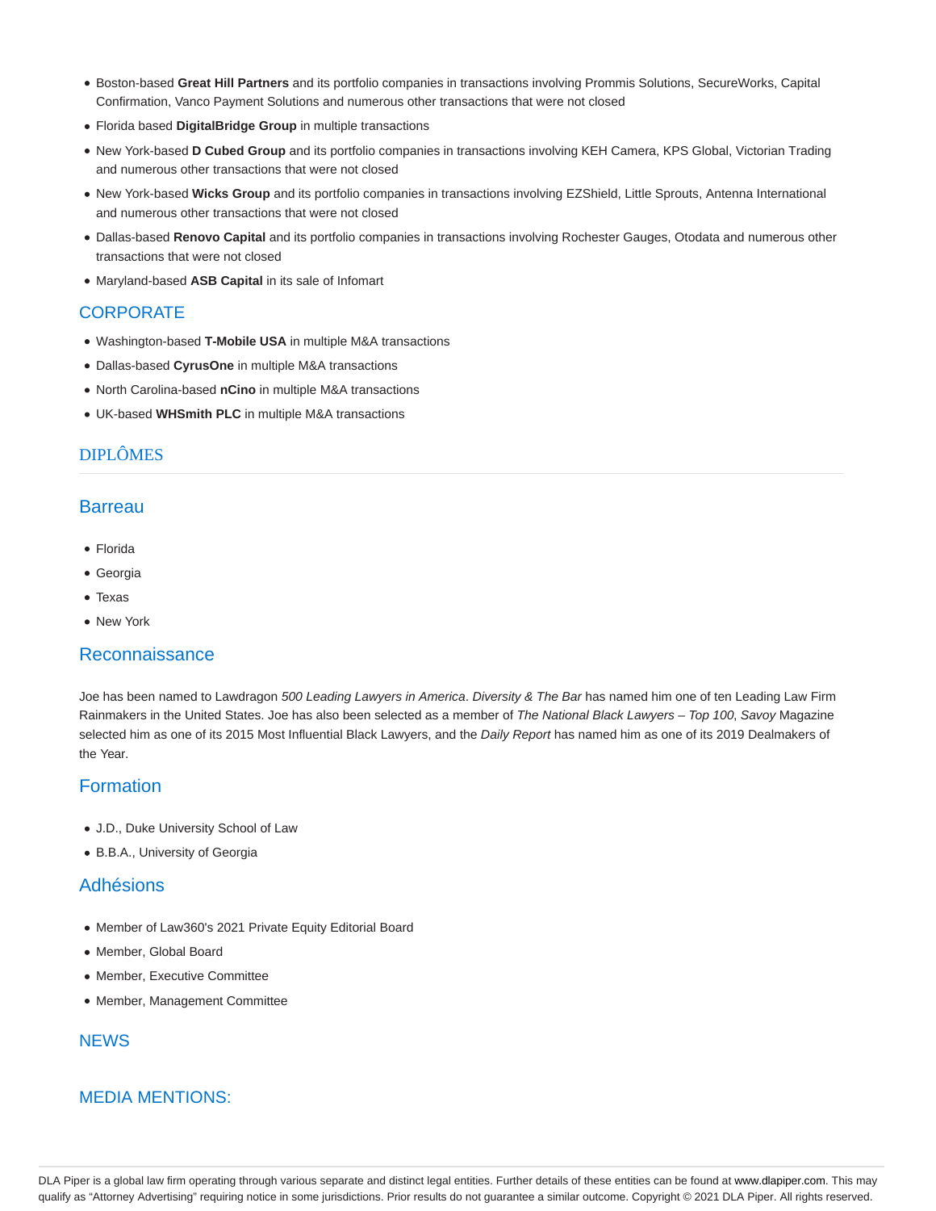- Boston-based **Great Hill Partners** and its portfolio companies in transactions involving Prommis Solutions, SecureWorks, Capital Confirmation, Vanco Payment Solutions and numerous other transactions that were not closed
- Florida based **DigitalBridge Group** in multiple transactions
- New York-based **D Cubed Group** and its portfolio companies in transactions involving KEH Camera, KPS Global, Victorian Trading and numerous other transactions that were not closed
- New York-based **Wicks Group** and its portfolio companies in transactions involving EZShield, Little Sprouts, Antenna International and numerous other transactions that were not closed
- Dallas-based **Renovo Capital** and its portfolio companies in transactions involving Rochester Gauges, Otodata and numerous other transactions that were not closed
- Maryland-based **ASB Capital** in its sale of Infomart

## CORPORATE

- Washington-based **T-Mobile USA** in multiple M&A transactions
- Dallas-based **CyrusOne** in multiple M&A transactions
- North Carolina-based **nCino** in multiple M&A transactions
- UK-based **WHSmith PLC** in multiple M&A transactions

## DIPLÔMES

### Barreau

- Florida
- Georgia
- Texas
- New York

### Reconnaissance

Joe has been named to Lawdragon *500 Leading Lawyers in America*. *Diversity & The Bar* has named him one of ten Leading Law Firm Rainmakers in the United States. Joe has also been selected as a member of *The National Black Lawyers – Top 100*, *Savoy* Magazine selected him as one of its 2015 Most Influential Black Lawyers, and the *Daily Report* has named him as one of its 2019 Dealmakers of the Year.

### Formation

- J.D., Duke University School of Law
- B.B.A., University of Georgia

### Adhésions

- Member of Law360's 2021 Private Equity Editorial Board
- Member, Global Board
- Member, Executive Committee
- Member, Management Committee

## NEWS

## MEDIA MENTIONS:

DLA Piper is a global law firm operating through various separate and distinct legal entities. Further details of these entities can be found at www.dlapiper.com. This may qualify as "Attorney Advertising" requiring notice in some jurisdictions. Prior results do not guarantee a similar outcome. Copyright © 2021 DLA Piper. All rights reserved.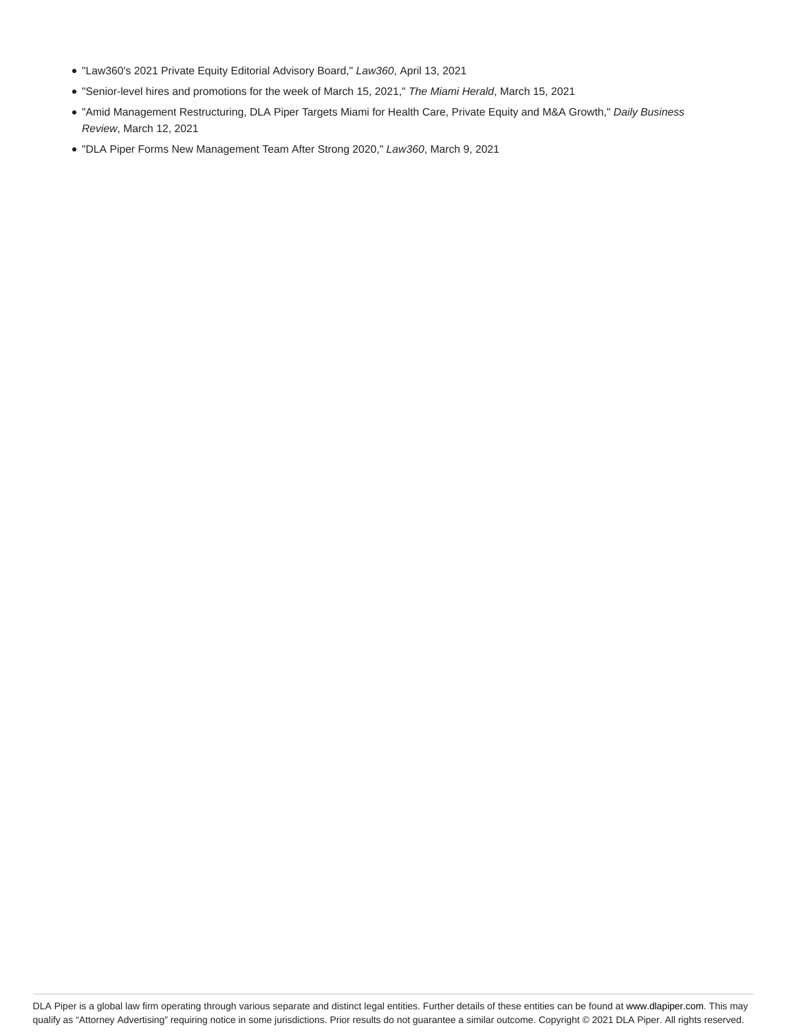- "Law360's 2021 Private Equity Editorial Advisory Board," *Law360*, April 13, 2021
- "Senior-level hires and promotions for the week of March 15, 2021," *The Miami Herald*, March 15, 2021
- "Amid Management Restructuring, DLA Piper Targets Miami for Health Care, Private Equity and M&A Growth," *Daily Business Review*, March 12, 2021
- "DLA Piper Forms New Management Team After Strong 2020," *Law360*, March 9, 2021